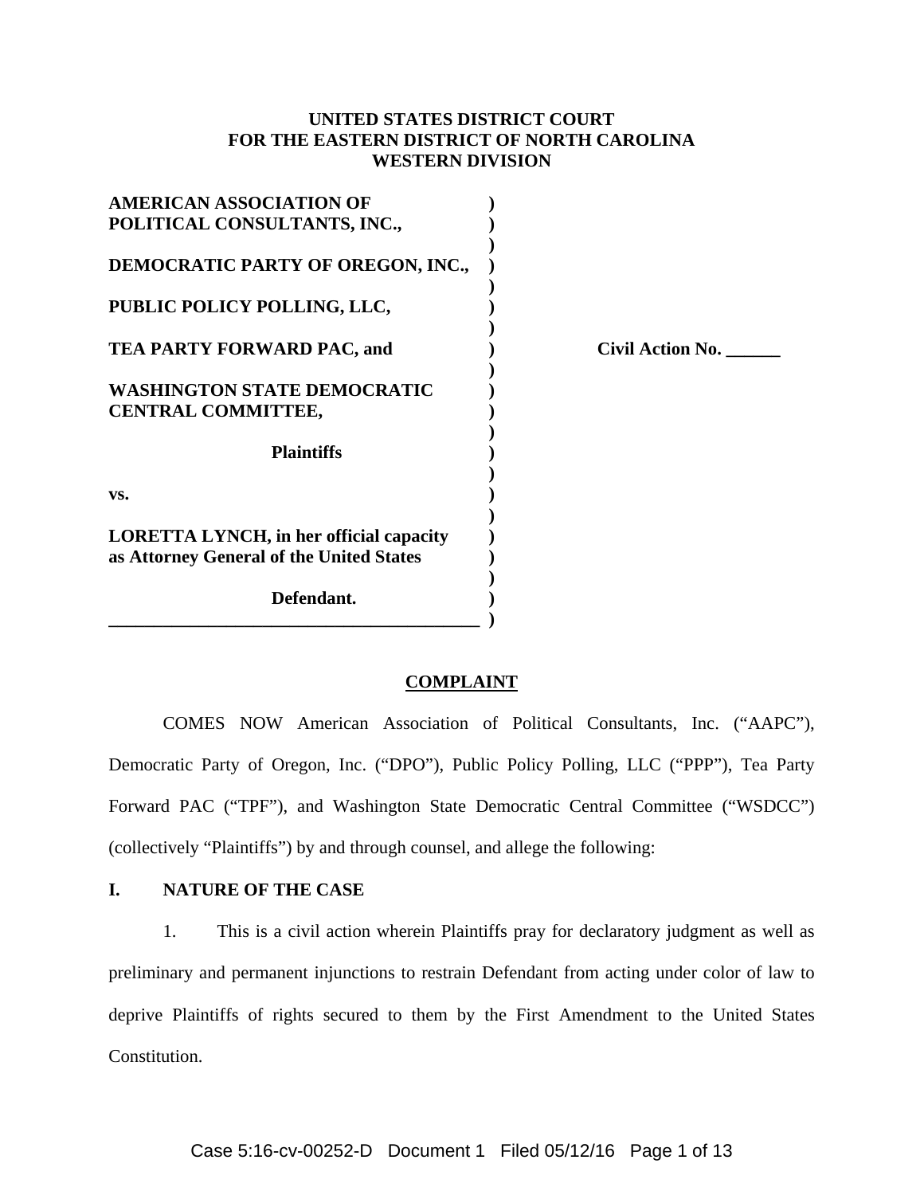**UNITED STATES DISTRICT COURT**
**FOR THE EASTERN DISTRICT OF NORTH CAROLINA**
**WESTERN DIVISION**

**AMERICAN ASSOCIATION OF POLITICAL CONSULTANTS, INC.,**

**DEMOCRATIC PARTY OF OREGON, INC.,**

**PUBLIC POLICY POLLING, LLC,**

**TEA PARTY FORWARD PAC, and**

**WASHINGTON STATE DEMOCRATIC CENTRAL COMMITTEE,**

**Plaintiffs**

**vs.**

**LORETTA LYNCH, in her official capacity as Attorney General of the United States**

**Defendant.**

**Civil Action No. ______**

## COMPLAINT

COMES NOW American Association of Political Consultants, Inc. ("AAPC"), Democratic Party of Oregon, Inc. ("DPO"), Public Policy Polling, LLC ("PPP"), Tea Party Forward PAC ("TPF"), and Washington State Democratic Central Committee ("WSDCC") (collectively "Plaintiffs") by and through counsel, and allege the following:

### I. NATURE OF THE CASE

1. This is a civil action wherein Plaintiffs pray for declaratory judgment as well as preliminary and permanent injunctions to restrain Defendant from acting under color of law to deprive Plaintiffs of rights secured to them by the First Amendment to the United States Constitution.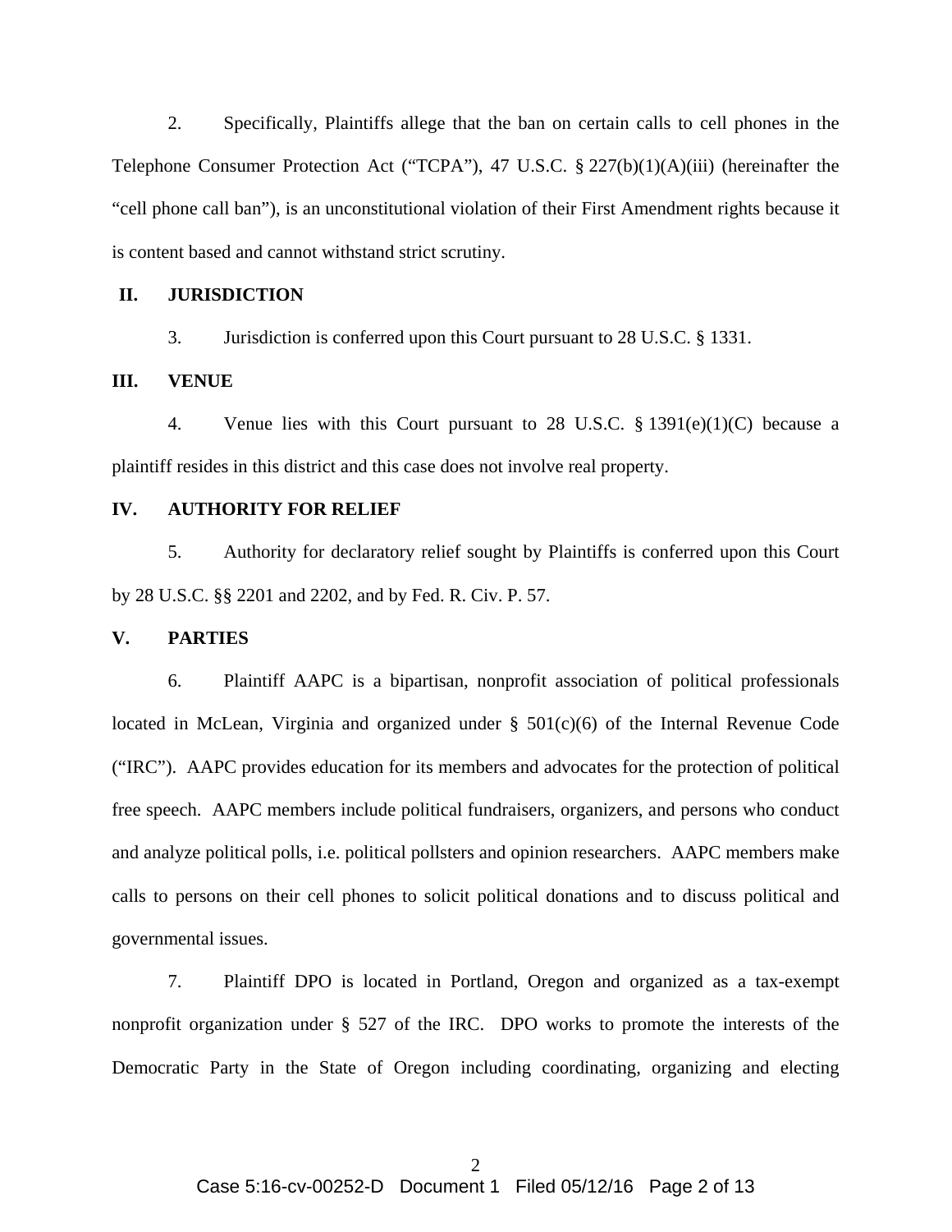2. Specifically, Plaintiffs allege that the ban on certain calls to cell phones in the Telephone Consumer Protection Act ("TCPA"), 47 U.S.C. § 227(b)(1)(A)(iii) (hereinafter the "cell phone call ban"), is an unconstitutional violation of their First Amendment rights because it is content based and cannot withstand strict scrutiny.

## II. JURISDICTION

3. Jurisdiction is conferred upon this Court pursuant to 28 U.S.C. § 1331.

## III. VENUE

4. Venue lies with this Court pursuant to 28 U.S.C. § 1391(e)(1)(C) because a plaintiff resides in this district and this case does not involve real property.

## IV. AUTHORITY FOR RELIEF

5. Authority for declaratory relief sought by Plaintiffs is conferred upon this Court by 28 U.S.C. §§ 2201 and 2202, and by Fed. R. Civ. P. 57.

## V. PARTIES

6. Plaintiff AAPC is a bipartisan, nonprofit association of political professionals located in McLean, Virginia and organized under § 501(c)(6) of the Internal Revenue Code ("IRC"). AAPC provides education for its members and advocates for the protection of political free speech. AAPC members include political fundraisers, organizers, and persons who conduct and analyze political polls, i.e. political pollsters and opinion researchers. AAPC members make calls to persons on their cell phones to solicit political donations and to discuss political and governmental issues.

7. Plaintiff DPO is located in Portland, Oregon and organized as a tax-exempt nonprofit organization under § 527 of the IRC. DPO works to promote the interests of the Democratic Party in the State of Oregon including coordinating, organizing and electing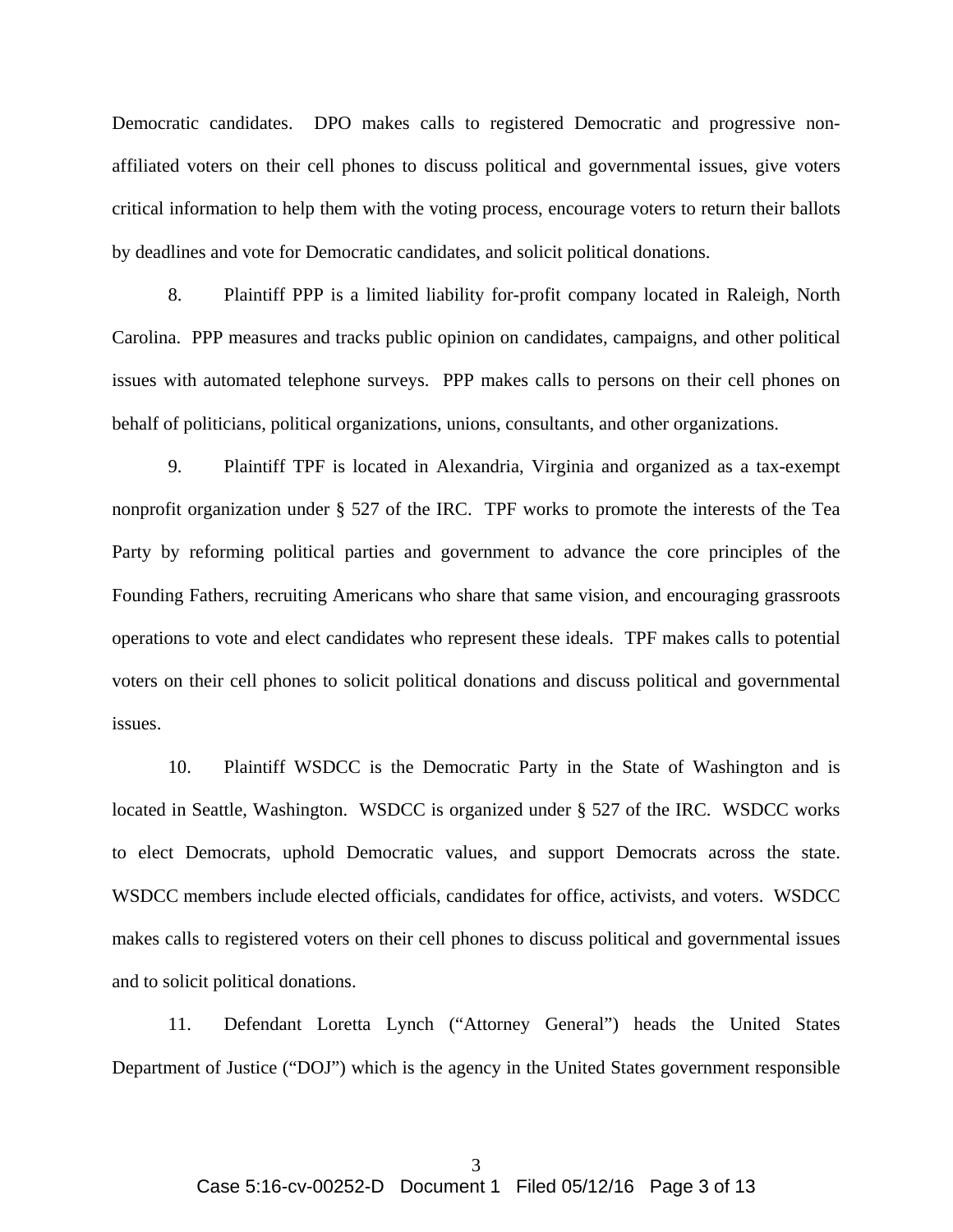Democratic candidates. DPO makes calls to registered Democratic and progressive non-affiliated voters on their cell phones to discuss political and governmental issues, give voters critical information to help them with the voting process, encourage voters to return their ballots by deadlines and vote for Democratic candidates, and solicit political donations.

8. Plaintiff PPP is a limited liability for-profit company located in Raleigh, North Carolina. PPP measures and tracks public opinion on candidates, campaigns, and other political issues with automated telephone surveys. PPP makes calls to persons on their cell phones on behalf of politicians, political organizations, unions, consultants, and other organizations.

9. Plaintiff TPF is located in Alexandria, Virginia and organized as a tax-exempt nonprofit organization under § 527 of the IRC. TPF works to promote the interests of the Tea Party by reforming political parties and government to advance the core principles of the Founding Fathers, recruiting Americans who share that same vision, and encouraging grassroots operations to vote and elect candidates who represent these ideals. TPF makes calls to potential voters on their cell phones to solicit political donations and discuss political and governmental issues.

10. Plaintiff WSDCC is the Democratic Party in the State of Washington and is located in Seattle, Washington. WSDCC is organized under § 527 of the IRC. WSDCC works to elect Democrats, uphold Democratic values, and support Democrats across the state. WSDCC members include elected officials, candidates for office, activists, and voters. WSDCC makes calls to registered voters on their cell phones to discuss political and governmental issues and to solicit political donations.

11. Defendant Loretta Lynch ("Attorney General") heads the United States Department of Justice ("DOJ") which is the agency in the United States government responsible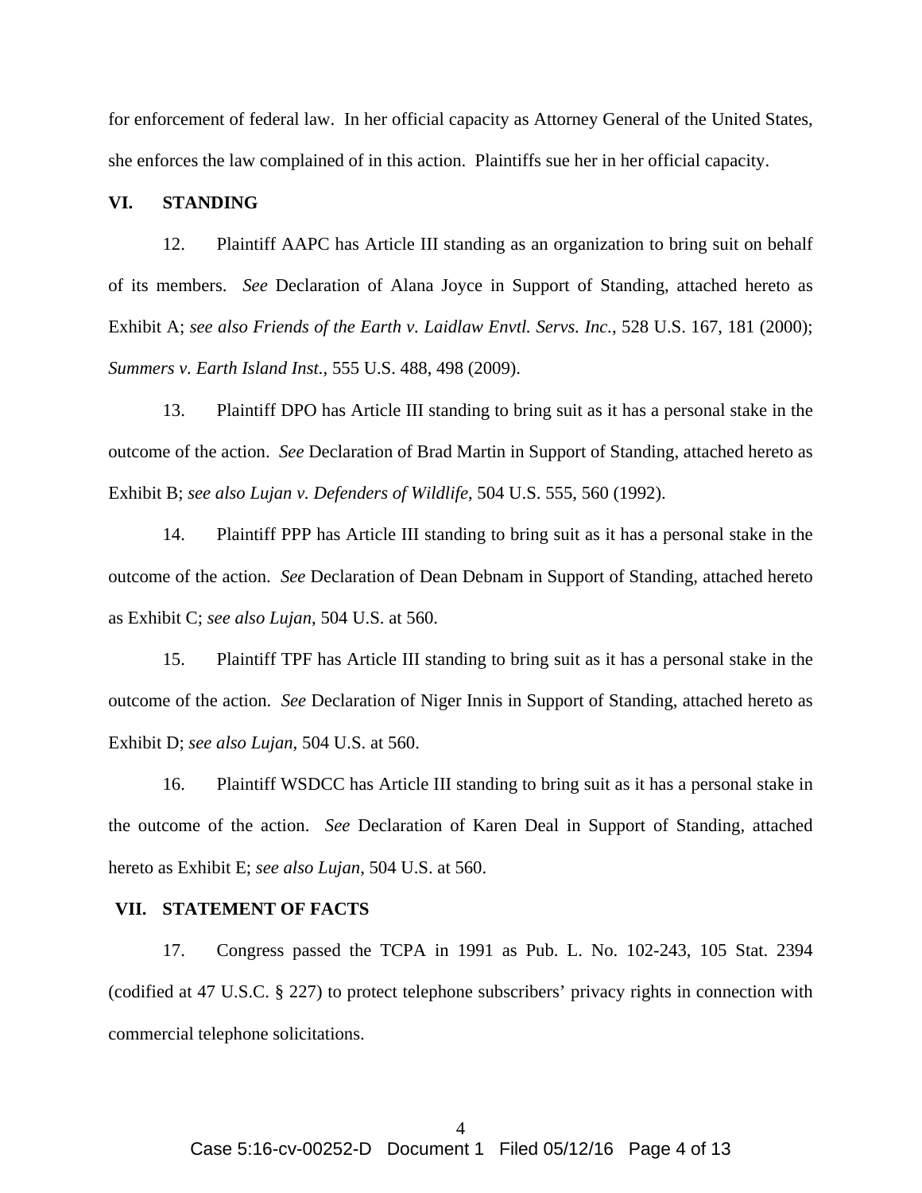for enforcement of federal law. In her official capacity as Attorney General of the United States, she enforces the law complained of in this action. Plaintiffs sue her in her official capacity.

## VI. STANDING

12. Plaintiff AAPC has Article III standing as an organization to bring suit on behalf of its members. *See* Declaration of Alana Joyce in Support of Standing, attached hereto as Exhibit A; *see also Friends of the Earth v. Laidlaw Envtl. Servs. Inc.*, 528 U.S. 167, 181 (2000); *Summers v. Earth Island Inst.*, 555 U.S. 488, 498 (2009).

13. Plaintiff DPO has Article III standing to bring suit as it has a personal stake in the outcome of the action. *See* Declaration of Brad Martin in Support of Standing, attached hereto as Exhibit B; *see also Lujan v. Defenders of Wildlife*, 504 U.S. 555, 560 (1992).

14. Plaintiff PPP has Article III standing to bring suit as it has a personal stake in the outcome of the action. *See* Declaration of Dean Debnam in Support of Standing, attached hereto as Exhibit C; *see also Lujan*, 504 U.S. at 560.

15. Plaintiff TPF has Article III standing to bring suit as it has a personal stake in the outcome of the action. *See* Declaration of Niger Innis in Support of Standing, attached hereto as Exhibit D; *see also Lujan*, 504 U.S. at 560.

16. Plaintiff WSDCC has Article III standing to bring suit as it has a personal stake in the outcome of the action. *See* Declaration of Karen Deal in Support of Standing, attached hereto as Exhibit E; *see also Lujan*, 504 U.S. at 560.

## VII. STATEMENT OF FACTS

17. Congress passed the TCPA in 1991 as Pub. L. No. 102-243, 105 Stat. 2394 (codified at 47 U.S.C. § 227) to protect telephone subscribers' privacy rights in connection with commercial telephone solicitations.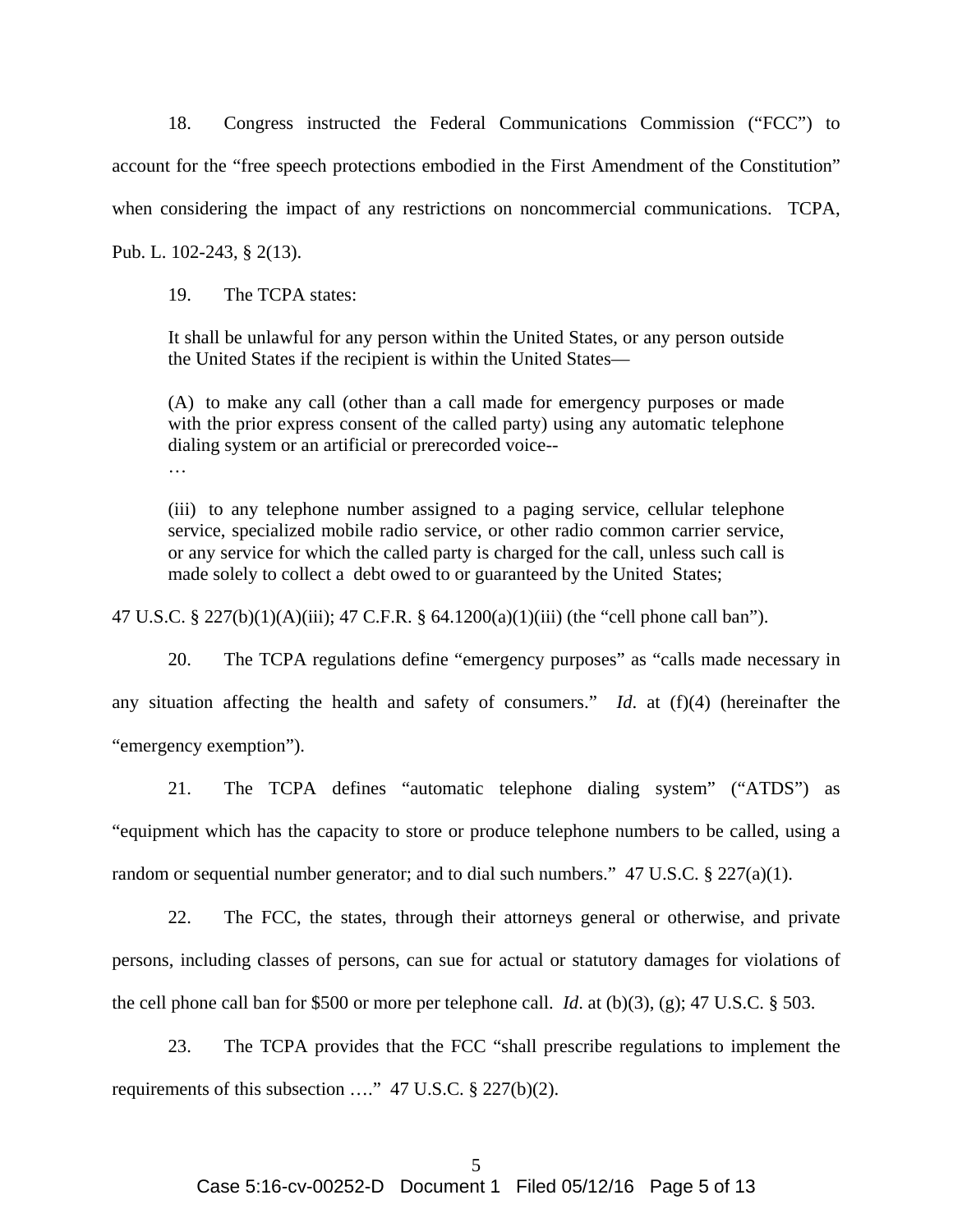18. Congress instructed the Federal Communications Commission ("FCC") to account for the "free speech protections embodied in the First Amendment of the Constitution" when considering the impact of any restrictions on noncommercial communications. TCPA, Pub. L. 102-243, § 2(13).

19. The TCPA states:

> It shall be unlawful for any person within the United States, or any person outside the United States if the recipient is within the United States—
>
> (A) to make any call (other than a call made for emergency purposes or made with the prior express consent of the called party) using any automatic telephone dialing system or an artificial or prerecorded voice--
> …
>
> (iii) to any telephone number assigned to a paging service, cellular telephone service, specialized mobile radio service, or other radio common carrier service, or any service for which the called party is charged for the call, unless such call is made solely to collect a debt owed to or guaranteed by the United States;

47 U.S.C. § 227(b)(1)(A)(iii); 47 C.F.R. § 64.1200(a)(1)(iii) (the "cell phone call ban").

20. The TCPA regulations define "emergency purposes" as "calls made necessary in any situation affecting the health and safety of consumers." *Id*. at (f)(4) (hereinafter the "emergency exemption").

21. The TCPA defines "automatic telephone dialing system" ("ATDS") as "equipment which has the capacity to store or produce telephone numbers to be called, using a random or sequential number generator; and to dial such numbers." 47 U.S.C. § 227(a)(1).

22. The FCC, the states, through their attorneys general or otherwise, and private persons, including classes of persons, can sue for actual or statutory damages for violations of the cell phone call ban for $500 or more per telephone call. *Id*. at (b)(3), (g); 47 U.S.C. § 503.

23. The TCPA provides that the FCC "shall prescribe regulations to implement the requirements of this subsection …." 47 U.S.C. § 227(b)(2).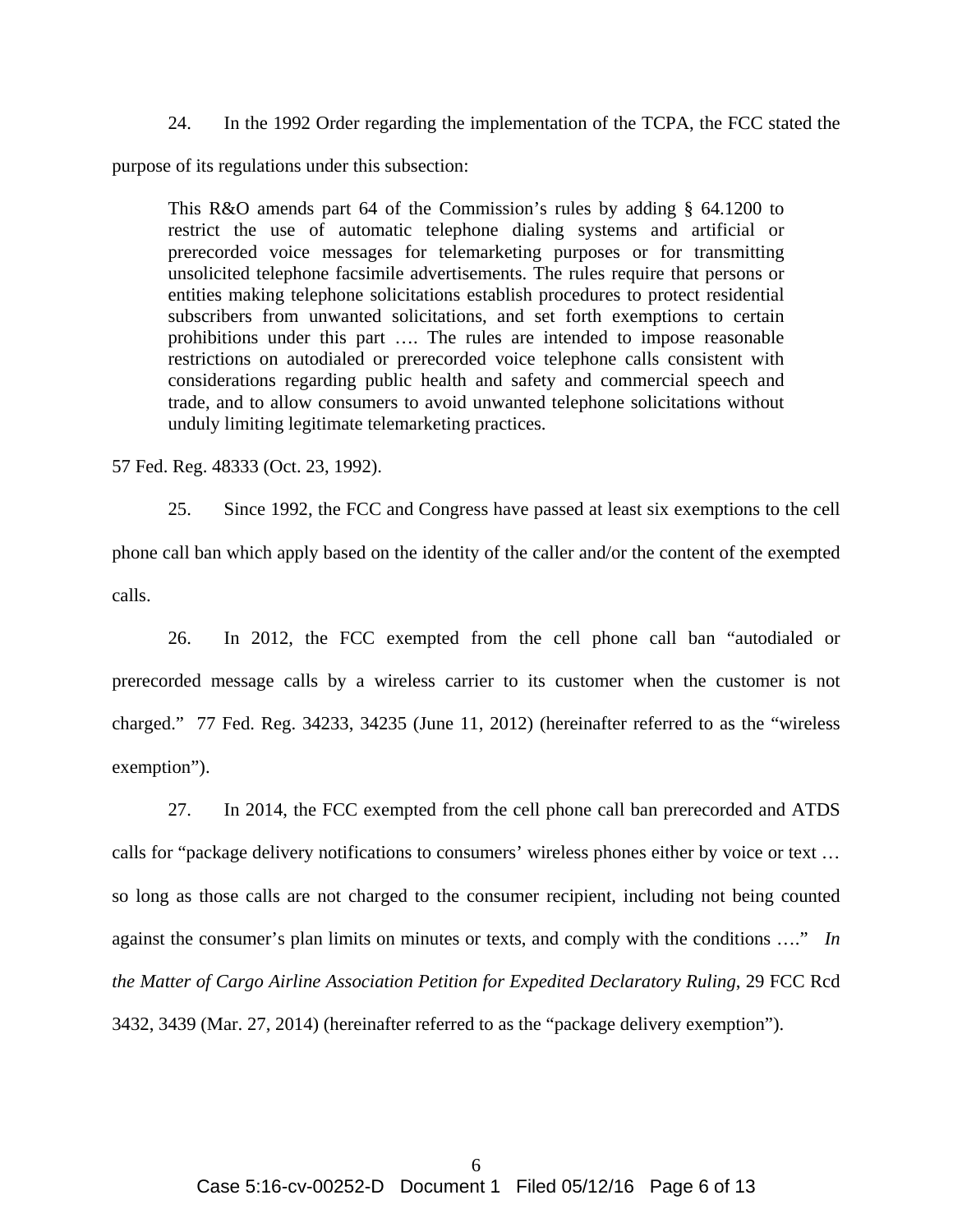24. In the 1992 Order regarding the implementation of the TCPA, the FCC stated the purpose of its regulations under this subsection:

> This R&O amends part 64 of the Commission's rules by adding § 64.1200 to restrict the use of automatic telephone dialing systems and artificial or prerecorded voice messages for telemarketing purposes or for transmitting unsolicited telephone facsimile advertisements. The rules require that persons or entities making telephone solicitations establish procedures to protect residential subscribers from unwanted solicitations, and set forth exemptions to certain prohibitions under this part …. The rules are intended to impose reasonable restrictions on autodialed or prerecorded voice telephone calls consistent with considerations regarding public health and safety and commercial speech and trade, and to allow consumers to avoid unwanted telephone solicitations without unduly limiting legitimate telemarketing practices.

57 Fed. Reg. 48333 (Oct. 23, 1992).

25. Since 1992, the FCC and Congress have passed at least six exemptions to the cell phone call ban which apply based on the identity of the caller and/or the content of the exempted calls.

26. In 2012, the FCC exempted from the cell phone call ban "autodialed or prerecorded message calls by a wireless carrier to its customer when the customer is not charged." 77 Fed. Reg. 34233, 34235 (June 11, 2012) (hereinafter referred to as the "wireless exemption").

27. In 2014, the FCC exempted from the cell phone call ban prerecorded and ATDS calls for "package delivery notifications to consumers' wireless phones either by voice or text … so long as those calls are not charged to the consumer recipient, including not being counted against the consumer's plan limits on minutes or texts, and comply with the conditions …." *In the Matter of Cargo Airline Association Petition for Expedited Declaratory Ruling*, 29 FCC Rcd 3432, 3439 (Mar. 27, 2014) (hereinafter referred to as the "package delivery exemption").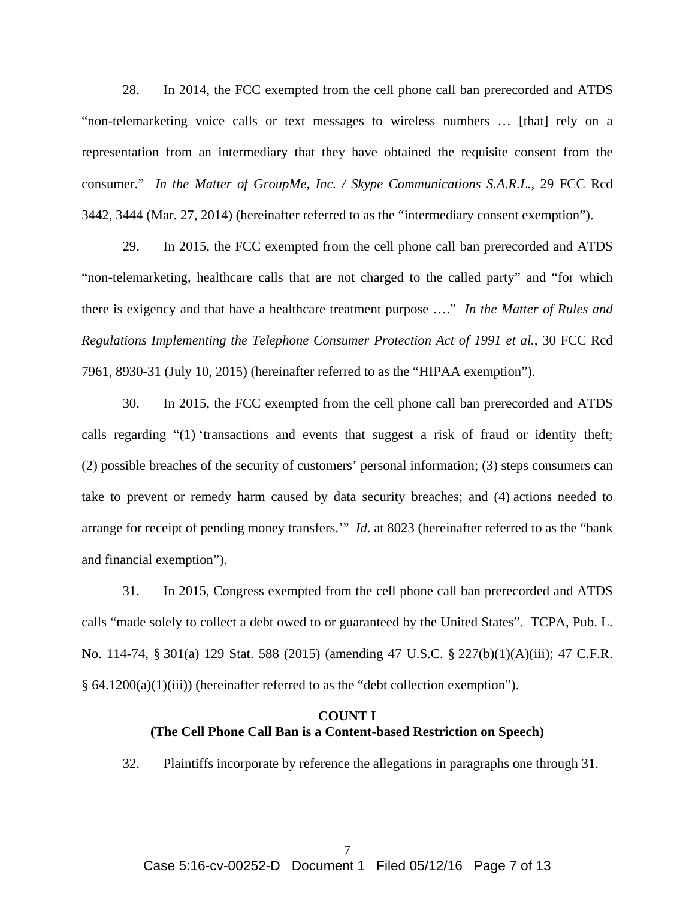28. In 2014, the FCC exempted from the cell phone call ban prerecorded and ATDS "non-telemarketing voice calls or text messages to wireless numbers … [that] rely on a representation from an intermediary that they have obtained the requisite consent from the consumer." *In the Matter of GroupMe, Inc. / Skype Communications S.A.R.L.*, 29 FCC Rcd 3442, 3444 (Mar. 27, 2014) (hereinafter referred to as the "intermediary consent exemption").

29. In 2015, the FCC exempted from the cell phone call ban prerecorded and ATDS "non-telemarketing, healthcare calls that are not charged to the called party" and "for which there is exigency and that have a healthcare treatment purpose …." *In the Matter of Rules and Regulations Implementing the Telephone Consumer Protection Act of 1991 et al.*, 30 FCC Rcd 7961, 8930-31 (July 10, 2015) (hereinafter referred to as the "HIPAA exemption").

30. In 2015, the FCC exempted from the cell phone call ban prerecorded and ATDS calls regarding "(1) 'transactions and events that suggest a risk of fraud or identity theft; (2) possible breaches of the security of customers' personal information; (3) steps consumers can take to prevent or remedy harm caused by data security breaches; and (4) actions needed to arrange for receipt of pending money transfers.'" *Id*. at 8023 (hereinafter referred to as the "bank and financial exemption").

31. In 2015, Congress exempted from the cell phone call ban prerecorded and ATDS calls "made solely to collect a debt owed to or guaranteed by the United States". TCPA, Pub. L. No. 114-74, § 301(a) 129 Stat. 588 (2015) (amending 47 U.S.C. § 227(b)(1)(A)(iii); 47 C.F.R. § 64.1200(a)(1)(iii)) (hereinafter referred to as the "debt collection exemption").

**COUNT I**
**(The Cell Phone Call Ban is a Content-based Restriction on Speech)**

32. Plaintiffs incorporate by reference the allegations in paragraphs one through 31.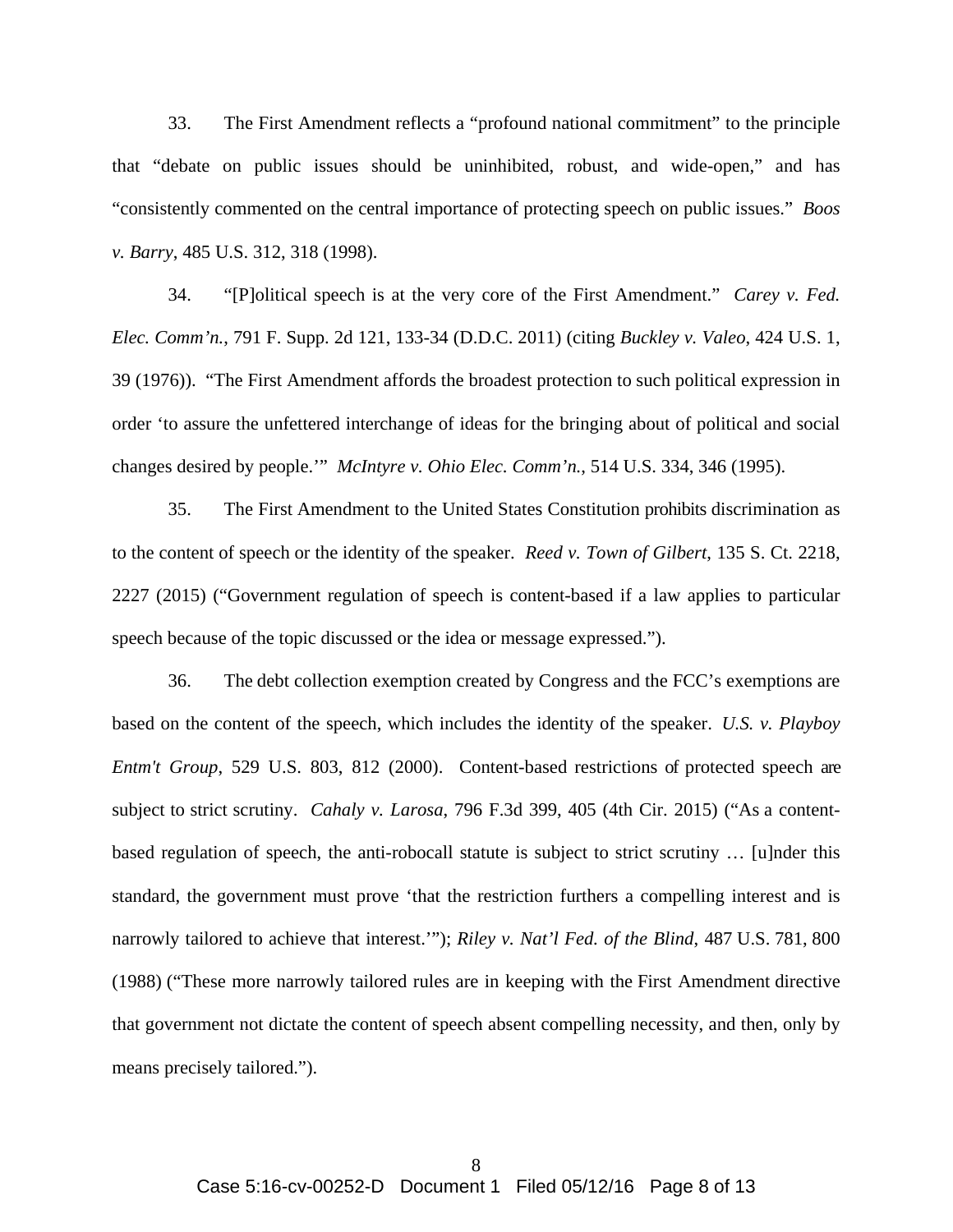33. The First Amendment reflects a "profound national commitment" to the principle that "debate on public issues should be uninhibited, robust, and wide-open," and has "consistently commented on the central importance of protecting speech on public issues." *Boos v. Barry*, 485 U.S. 312, 318 (1998).

34. "[P]olitical speech is at the very core of the First Amendment." *Carey v. Fed. Elec. Comm'n.*, 791 F. Supp. 2d 121, 133-34 (D.D.C. 2011) (citing *Buckley v. Valeo*, 424 U.S. 1, 39 (1976)). "The First Amendment affords the broadest protection to such political expression in order 'to assure the unfettered interchange of ideas for the bringing about of political and social changes desired by people.'" *McIntyre v. Ohio Elec. Comm'n.*, 514 U.S. 334, 346 (1995).

35. The First Amendment to the United States Constitution prohibits discrimination as to the content of speech or the identity of the speaker. *Reed v. Town of Gilbert*, 135 S. Ct. 2218, 2227 (2015) ("Government regulation of speech is content-based if a law applies to particular speech because of the topic discussed or the idea or message expressed.").

36. The debt collection exemption created by Congress and the FCC's exemptions are based on the content of the speech, which includes the identity of the speaker. *U.S. v. Playboy Entm't Group*, 529 U.S. 803, 812 (2000). Content-based restrictions of protected speech are subject to strict scrutiny. *Cahaly v. Larosa*, 796 F.3d 399, 405 (4th Cir. 2015) ("As a content-based regulation of speech, the anti-robocall statute is subject to strict scrutiny … [u]nder this standard, the government must prove 'that the restriction furthers a compelling interest and is narrowly tailored to achieve that interest.'"); *Riley v. Nat'l Fed. of the Blind*, 487 U.S. 781, 800 (1988) ("These more narrowly tailored rules are in keeping with the First Amendment directive that government not dictate the content of speech absent compelling necessity, and then, only by means precisely tailored.").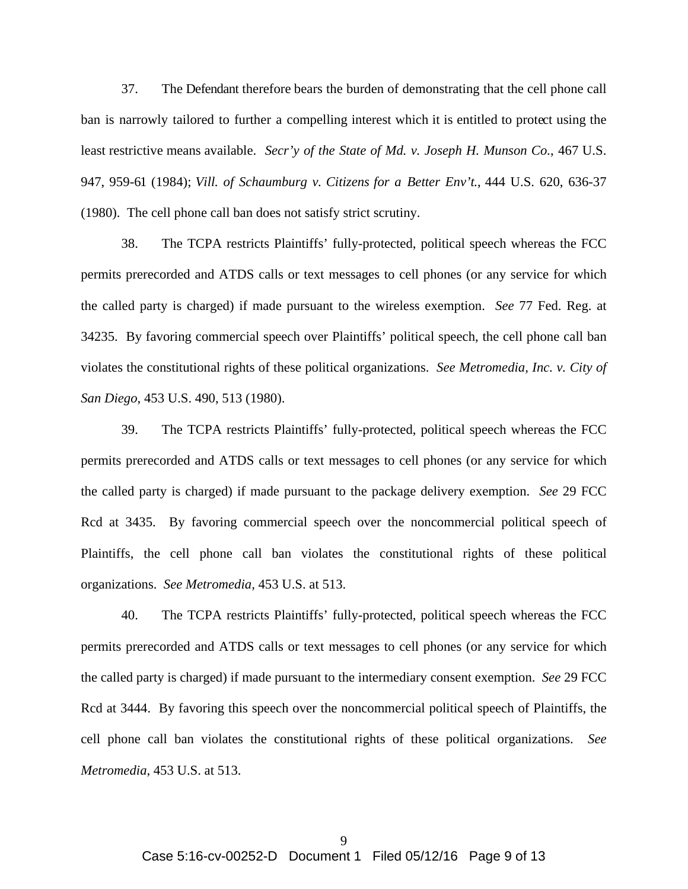37. The Defendant therefore bears the burden of demonstrating that the cell phone call ban is narrowly tailored to further a compelling interest which it is entitled to protect using the least restrictive means available. *Secr'y of the State of Md. v. Joseph H. Munson Co.*, 467 U.S. 947, 959-61 (1984); *Vill. of Schaumburg v. Citizens for a Better Env't.*, 444 U.S. 620, 636-37 (1980). The cell phone call ban does not satisfy strict scrutiny.

38. The TCPA restricts Plaintiffs' fully-protected, political speech whereas the FCC permits prerecorded and ATDS calls or text messages to cell phones (or any service for which the called party is charged) if made pursuant to the wireless exemption. *See* 77 Fed. Reg. at 34235. By favoring commercial speech over Plaintiffs' political speech, the cell phone call ban violates the constitutional rights of these political organizations. *See Metromedia, Inc. v. City of San Diego*, 453 U.S. 490, 513 (1980).

39. The TCPA restricts Plaintiffs' fully-protected, political speech whereas the FCC permits prerecorded and ATDS calls or text messages to cell phones (or any service for which the called party is charged) if made pursuant to the package delivery exemption. *See* 29 FCC Rcd at 3435. By favoring commercial speech over the noncommercial political speech of Plaintiffs, the cell phone call ban violates the constitutional rights of these political organizations. *See Metromedia*, 453 U.S. at 513.

40. The TCPA restricts Plaintiffs' fully-protected, political speech whereas the FCC permits prerecorded and ATDS calls or text messages to cell phones (or any service for which the called party is charged) if made pursuant to the intermediary consent exemption. *See* 29 FCC Rcd at 3444. By favoring this speech over the noncommercial political speech of Plaintiffs, the cell phone call ban violates the constitutional rights of these political organizations. *See Metromedia*, 453 U.S. at 513.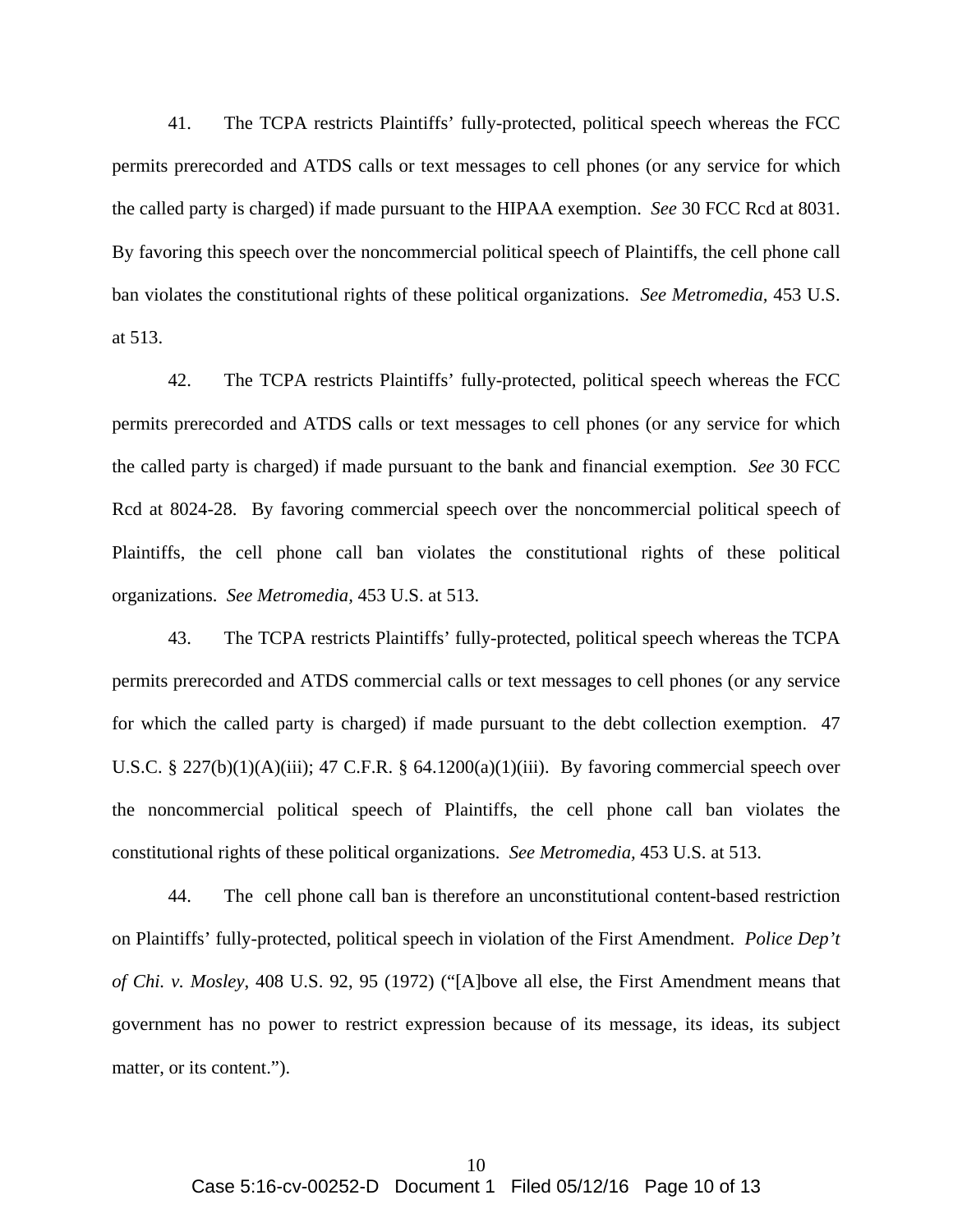41. The TCPA restricts Plaintiffs' fully-protected, political speech whereas the FCC permits prerecorded and ATDS calls or text messages to cell phones (or any service for which the called party is charged) if made pursuant to the HIPAA exemption. *See* 30 FCC Rcd at 8031. By favoring this speech over the noncommercial political speech of Plaintiffs, the cell phone call ban violates the constitutional rights of these political organizations. *See Metromedia,* 453 U.S. at 513.

42. The TCPA restricts Plaintiffs' fully-protected, political speech whereas the FCC permits prerecorded and ATDS calls or text messages to cell phones (or any service for which the called party is charged) if made pursuant to the bank and financial exemption. *See* 30 FCC Rcd at 8024-28. By favoring commercial speech over the noncommercial political speech of Plaintiffs, the cell phone call ban violates the constitutional rights of these political organizations. *See Metromedia,* 453 U.S. at 513.

43. The TCPA restricts Plaintiffs' fully-protected, political speech whereas the TCPA permits prerecorded and ATDS commercial calls or text messages to cell phones (or any service for which the called party is charged) if made pursuant to the debt collection exemption. 47 U.S.C. § 227(b)(1)(A)(iii); 47 C.F.R. § 64.1200(a)(1)(iii). By favoring commercial speech over the noncommercial political speech of Plaintiffs, the cell phone call ban violates the constitutional rights of these political organizations. *See Metromedia,* 453 U.S. at 513.

44. The cell phone call ban is therefore an unconstitutional content-based restriction on Plaintiffs' fully-protected, political speech in violation of the First Amendment. *Police Dep't of Chi. v. Mosley*, 408 U.S. 92, 95 (1972) ("[A]bove all else, the First Amendment means that government has no power to restrict expression because of its message, its ideas, its subject matter, or its content.").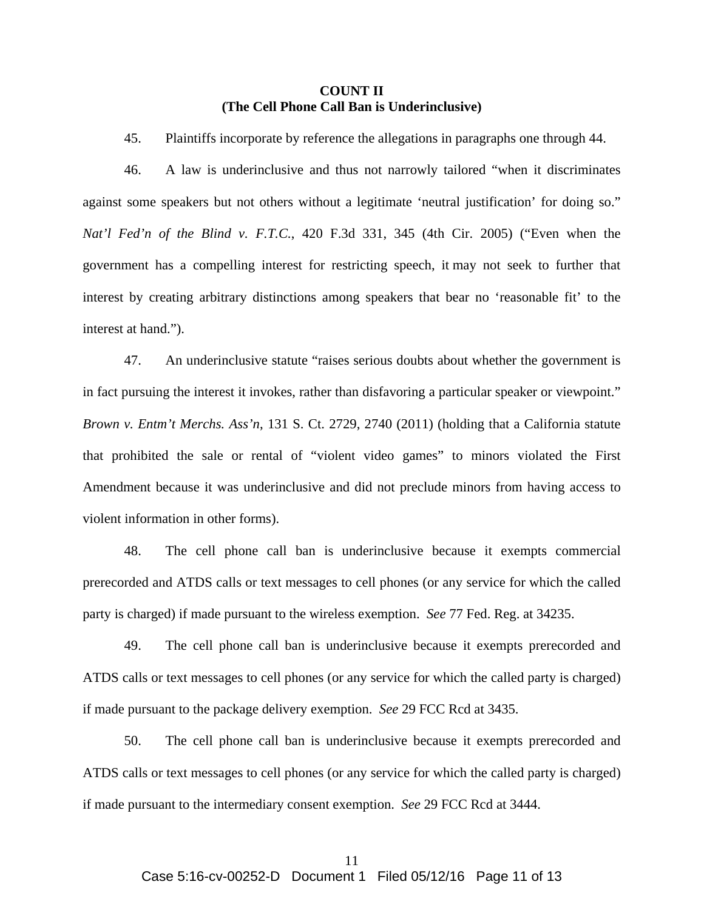**COUNT II**
**(The Cell Phone Call Ban is Underinclusive)**

45. Plaintiffs incorporate by reference the allegations in paragraphs one through 44.

46. A law is underinclusive and thus not narrowly tailored "when it discriminates against some speakers but not others without a legitimate 'neutral justification' for doing so." *Nat'l Fed'n of the Blind v. F.T.C.*, 420 F.3d 331, 345 (4th Cir. 2005) ("Even when the government has a compelling interest for restricting speech, it may not seek to further that interest by creating arbitrary distinctions among speakers that bear no 'reasonable fit' to the interest at hand.").

47. An underinclusive statute "raises serious doubts about whether the government is in fact pursuing the interest it invokes, rather than disfavoring a particular speaker or viewpoint." *Brown v. Entm't Merchs. Ass'n*, 131 S. Ct. 2729, 2740 (2011) (holding that a California statute that prohibited the sale or rental of "violent video games" to minors violated the First Amendment because it was underinclusive and did not preclude minors from having access to violent information in other forms).

48. The cell phone call ban is underinclusive because it exempts commercial prerecorded and ATDS calls or text messages to cell phones (or any service for which the called party is charged) if made pursuant to the wireless exemption. *See* 77 Fed. Reg. at 34235.

49. The cell phone call ban is underinclusive because it exempts prerecorded and ATDS calls or text messages to cell phones (or any service for which the called party is charged) if made pursuant to the package delivery exemption. *See* 29 FCC Rcd at 3435.

50. The cell phone call ban is underinclusive because it exempts prerecorded and ATDS calls or text messages to cell phones (or any service for which the called party is charged) if made pursuant to the intermediary consent exemption. *See* 29 FCC Rcd at 3444.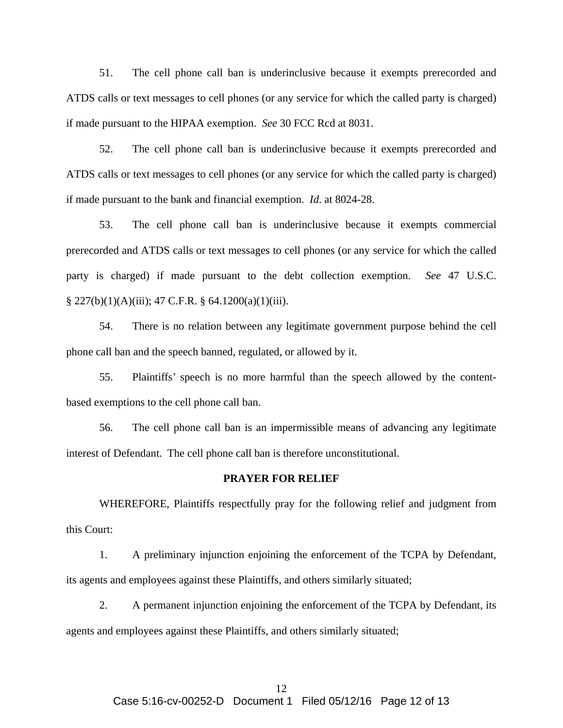51. The cell phone call ban is underinclusive because it exempts prerecorded and ATDS calls or text messages to cell phones (or any service for which the called party is charged) if made pursuant to the HIPAA exemption. *See* 30 FCC Rcd at 8031.

52. The cell phone call ban is underinclusive because it exempts prerecorded and ATDS calls or text messages to cell phones (or any service for which the called party is charged) if made pursuant to the bank and financial exemption. *Id*. at 8024-28.

53. The cell phone call ban is underinclusive because it exempts commercial prerecorded and ATDS calls or text messages to cell phones (or any service for which the called party is charged) if made pursuant to the debt collection exemption. *See* 47 U.S.C. § 227(b)(1)(A)(iii); 47 C.F.R. § 64.1200(a)(1)(iii).

54. There is no relation between any legitimate government purpose behind the cell phone call ban and the speech banned, regulated, or allowed by it.

55. Plaintiffs' speech is no more harmful than the speech allowed by the content-based exemptions to the cell phone call ban.

56. The cell phone call ban is an impermissible means of advancing any legitimate interest of Defendant. The cell phone call ban is therefore unconstitutional.

**PRAYER FOR RELIEF**

WHEREFORE, Plaintiffs respectfully pray for the following relief and judgment from this Court:

1. A preliminary injunction enjoining the enforcement of the TCPA by Defendant, its agents and employees against these Plaintiffs, and others similarly situated;

2. A permanent injunction enjoining the enforcement of the TCPA by Defendant, its agents and employees against these Plaintiffs, and others similarly situated;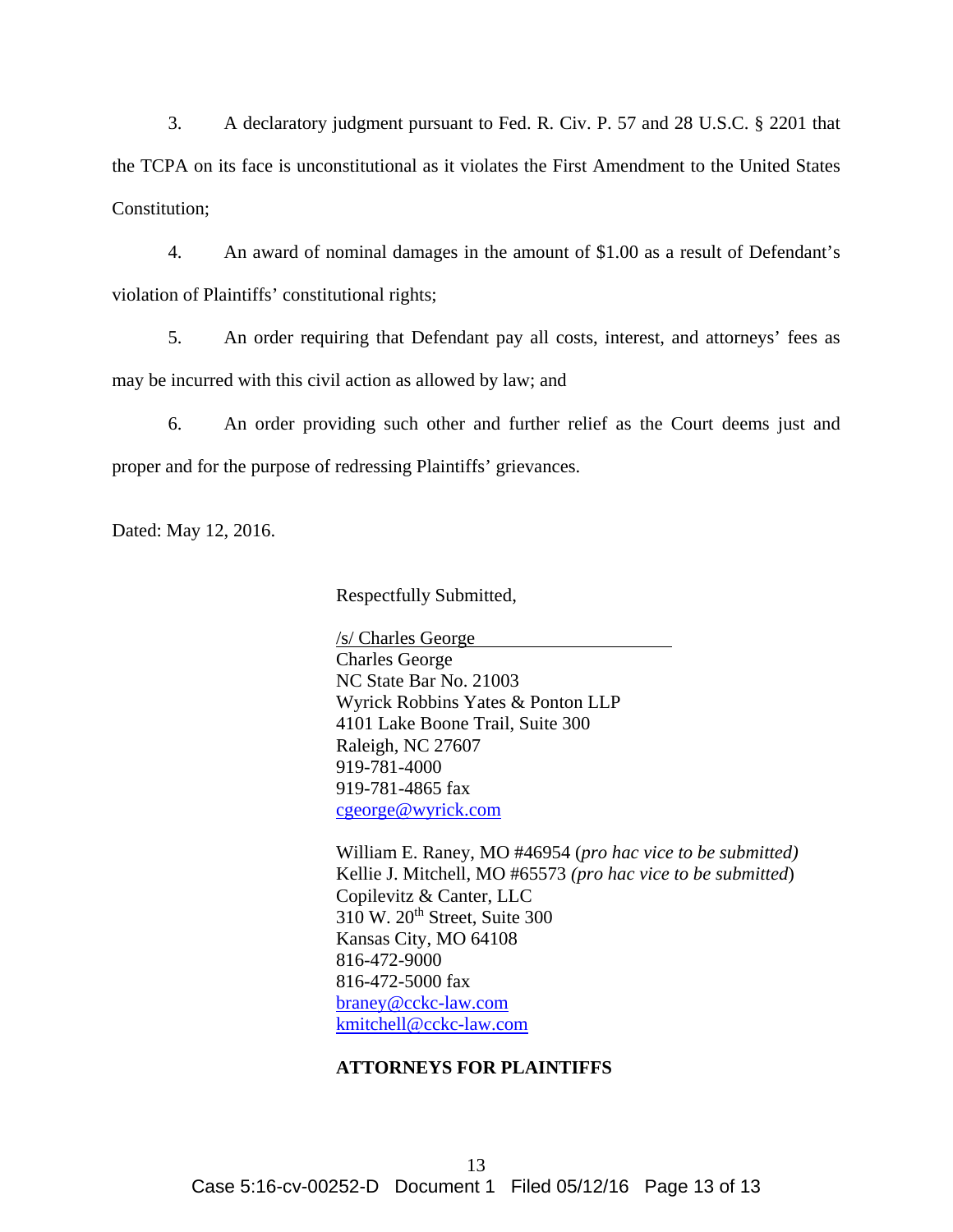3. A declaratory judgment pursuant to Fed. R. Civ. P. 57 and 28 U.S.C. § 2201 that the TCPA on its face is unconstitutional as it violates the First Amendment to the United States Constitution;

4. An award of nominal damages in the amount of $1.00 as a result of Defendant's violation of Plaintiffs' constitutional rights;

5. An order requiring that Defendant pay all costs, interest, and attorneys' fees as may be incurred with this civil action as allowed by law; and

6. An order providing such other and further relief as the Court deems just and proper and for the purpose of redressing Plaintiffs' grievances.

Dated: May 12, 2016.

Respectfully Submitted,

/s/ Charles George
Charles George
NC State Bar No. 21003
Wyrick Robbins Yates & Ponton LLP
4101 Lake Boone Trail, Suite 300
Raleigh, NC 27607
919-781-4000
919-781-4865 fax
cgeorge@wyrick.com

William E. Raney, MO #46954 (*pro hac vice to be submitted)*
Kellie J. Mitchell, MO #65573 *(pro hac vice to be submitted*)
Copilevitz & Canter, LLC
310 W. 20th Street, Suite 300
Kansas City, MO 64108
816-472-9000
816-472-5000 fax
braney@cckc-law.com
kmitchell@cckc-law.com

**ATTORNEYS FOR PLAINTIFFS**

Case 5:16-cv-00252-D Document 1 Filed 05/12/16